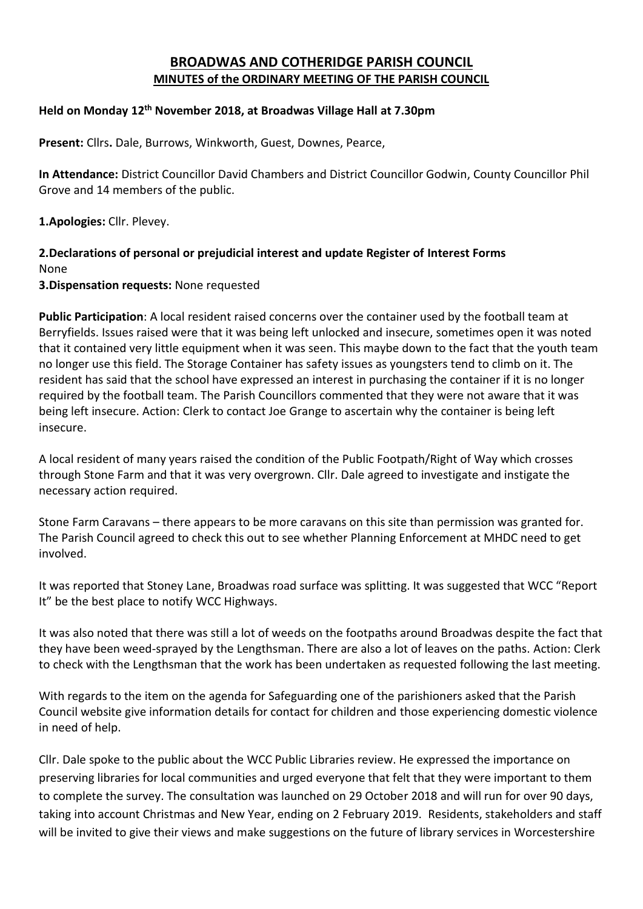# BROADWAS AND COTHERIDGE PARISH COUNCIL

## MINUTES of the ORDINARY MEETING OF THE PARISH COUNCIL

**Held on Monday 12th November 2018, at Broadwas Village Hall at 7.30pm**

**Present:** Cllrs**.** Dale, Burrows, Winkworth, Guest, Downes, Pearce,

**In Attendance:** District Councillor David Chambers and District Councillor Godwin, County Councillor Phil Grove and 14 members of the public.

**1.Apologies:** Cllr. Plevey.

**2.Declarations of personal or prejudicial interest and update Register of Interest Forms**
None

**3.Dispensation requests:** None requested

**Public Participation**: A local resident raised concerns over the container used by the football team at Berryfields. Issues raised were that it was being left unlocked and insecure, sometimes open it was noted that it contained very little equipment when it was seen. This maybe down to the fact that the youth team no longer use this field. The Storage Container has safety issues as youngsters tend to climb on it. The resident has said that the school have expressed an interest in purchasing the container if it is no longer required by the football team. The Parish Councillors commented that they were not aware that it was being left insecure. Action: Clerk to contact Joe Grange to ascertain why the container is being left insecure.

A local resident of many years raised the condition of the Public Footpath/Right of Way which crosses through Stone Farm and that it was very overgrown. Cllr. Dale agreed to investigate and instigate the necessary action required.

Stone Farm Caravans – there appears to be more caravans on this site than permission was granted for. The Parish Council agreed to check this out to see whether Planning Enforcement at MHDC need to get involved.

It was reported that Stoney Lane, Broadwas road surface was splitting. It was suggested that WCC "Report It" be the best place to notify WCC Highways.

It was also noted that there was still a lot of weeds on the footpaths around Broadwas despite the fact that they have been weed-sprayed by the Lengthsman. There are also a lot of leaves on the paths. Action: Clerk to check with the Lengthsman that the work has been undertaken as requested following the last meeting.

With regards to the item on the agenda for Safeguarding one of the parishioners asked that the Parish Council website give information details for contact for children and those experiencing domestic violence in need of help.

Cllr. Dale spoke to the public about the WCC Public Libraries review. He expressed the importance on preserving libraries for local communities and urged everyone that felt that they were important to them to complete the survey. The consultation was launched on 29 October 2018 and will run for over 90 days, taking into account Christmas and New Year, ending on 2 February 2019. Residents, stakeholders and staff will be invited to give their views and make suggestions on the future of library services in Worcestershire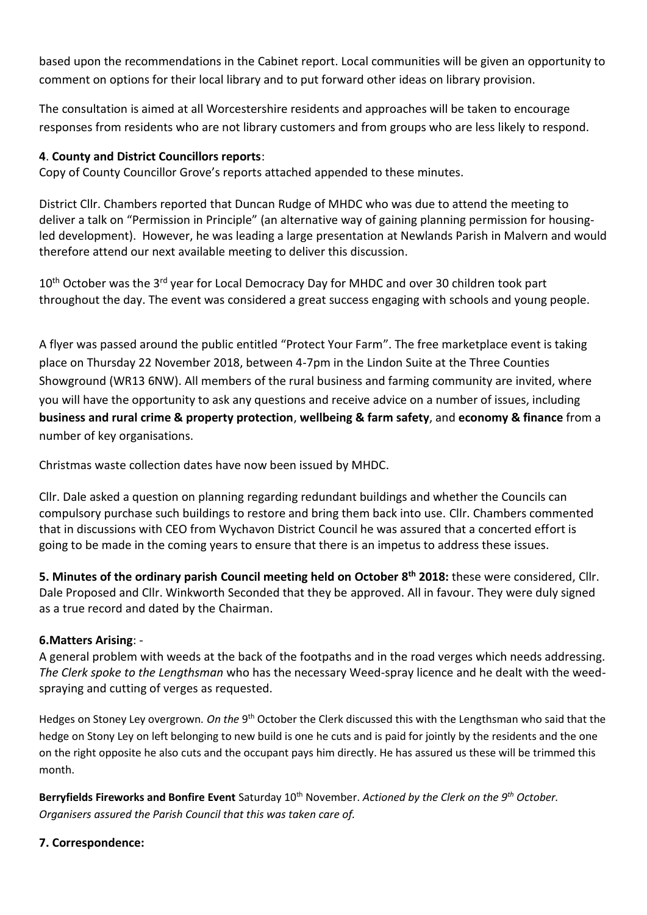based upon the recommendations in the Cabinet report. Local communities will be given an opportunity to comment on options for their local library and to put forward other ideas on library provision.

The consultation is aimed at all Worcestershire residents and approaches will be taken to encourage responses from residents who are not library customers and from groups who are less likely to respond.

### 4. County and District Councillors reports:

Copy of County Councillor Grove's reports attached appended to these minutes.

District Cllr. Chambers reported that Duncan Rudge of MHDC who was due to attend the meeting to deliver a talk on "Permission in Principle" (an alternative way of gaining planning permission for housing-led development). However, he was leading a large presentation at Newlands Parish in Malvern and would therefore attend our next available meeting to deliver this discussion.

10th October was the 3rd year for Local Democracy Day for MHDC and over 30 children took part throughout the day. The event was considered a great success engaging with schools and young people.

A flyer was passed around the public entitled "Protect Your Farm". The free marketplace event is taking place on Thursday 22 November 2018, between 4-7pm in the Lindon Suite at the Three Counties Showground (WR13 6NW). All members of the rural business and farming community are invited, where you will have the opportunity to ask any questions and receive advice on a number of issues, including **business and rural crime & property protection**, **wellbeing & farm safety**, and **economy & finance** from a number of key organisations.

Christmas waste collection dates have now been issued by MHDC.

Cllr. Dale asked a question on planning regarding redundant buildings and whether the Councils can compulsory purchase such buildings to restore and bring them back into use. Cllr. Chambers commented that in discussions with CEO from Wychavon District Council he was assured that a concerted effort is going to be made in the coming years to ensure that there is an impetus to address these issues.

**5. Minutes of the ordinary parish Council meeting held on October 8th 2018:** these were considered, Cllr. Dale Proposed and Cllr. Winkworth Seconded that they be approved. All in favour. They were duly signed as a true record and dated by the Chairman.

### 6.Matters Arising: -

A general problem with weeds at the back of the footpaths and in the road verges which needs addressing. *The Clerk spoke to the Lengthsman* who has the necessary Weed-spray licence and he dealt with the weed-spraying and cutting of verges as requested.

Hedges on Stoney Ley overgrown. *On the* 9th October the Clerk discussed this with the Lengthsman who said that the hedge on Stony Ley on left belonging to new build is one he cuts and is paid for jointly by the residents and the one on the right opposite he also cuts and the occupant pays him directly. He has assured us these will be trimmed this month.

**Berryfields Fireworks and Bonfire Event** Saturday 10th November. *Actioned by the Clerk on the 9th October. Organisers assured the Parish Council that this was taken care of.*

### 7. Correspondence: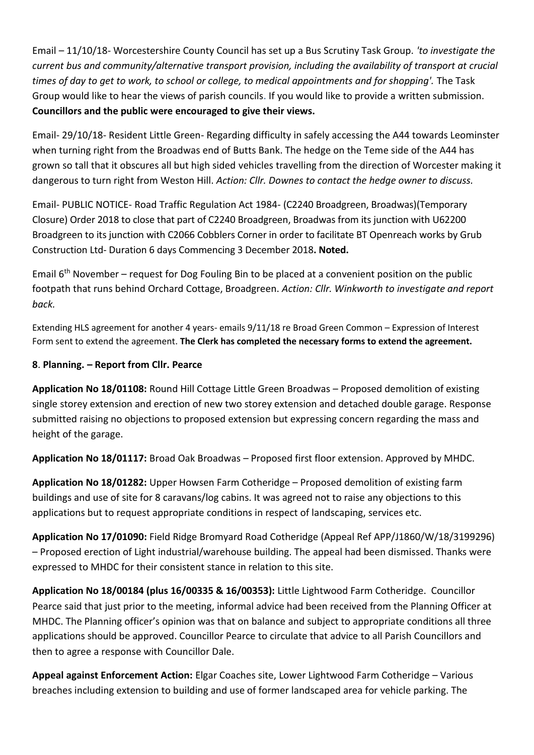Email – 11/10/18- Worcestershire County Council has set up a Bus Scrutiny Task Group. *'to investigate the current bus and community/alternative transport provision, including the availability of transport at crucial times of day to get to work, to school or college, to medical appointments and for shopping'.* The Task Group would like to hear the views of parish councils. If you would like to provide a written submission. **Councillors and the public were encouraged to give their views.**

Email- 29/10/18- Resident Little Green- Regarding difficulty in safely accessing the A44 towards Leominster when turning right from the Broadwas end of Butts Bank. The hedge on the Teme side of the A44 has grown so tall that it obscures all but high sided vehicles travelling from the direction of Worcester making it dangerous to turn right from Weston Hill. *Action: Cllr. Downes to contact the hedge owner to discuss.*

Email- PUBLIC NOTICE- Road Traffic Regulation Act 1984- (C2240 Broadgreen, Broadwas)(Temporary Closure) Order 2018 to close that part of C2240 Broadgreen, Broadwas from its junction with U62200 Broadgreen to its junction with C2066 Cobblers Corner in order to facilitate BT Openreach works by Grub Construction Ltd- Duration 6 days Commencing 3 December 2018**. Noted.**

Email 6th November – request for Dog Fouling Bin to be placed at a convenient position on the public footpath that runs behind Orchard Cottage, Broadgreen. *Action: Cllr. Winkworth to investigate and report back.*

Extending HLS agreement for another 4 years- emails 9/11/18 re Broad Green Common – Expression of Interest Form sent to extend the agreement. **The Clerk has completed the necessary forms to extend the agreement.**

**8**. **Planning. – Report from Cllr. Pearce**

**Application No 18/01108:** Round Hill Cottage Little Green Broadwas – Proposed demolition of existing single storey extension and erection of new two storey extension and detached double garage. Response submitted raising no objections to proposed extension but expressing concern regarding the mass and height of the garage.

**Application No 18/01117:** Broad Oak Broadwas – Proposed first floor extension. Approved by MHDC.

**Application No 18/01282:** Upper Howsen Farm Cotheridge – Proposed demolition of existing farm buildings and use of site for 8 caravans/log cabins. It was agreed not to raise any objections to this applications but to request appropriate conditions in respect of landscaping, services etc.

**Application No 17/01090:** Field Ridge Bromyard Road Cotheridge (Appeal Ref APP/J1860/W/18/3199296) – Proposed erection of Light industrial/warehouse building. The appeal had been dismissed. Thanks were expressed to MHDC for their consistent stance in relation to this site.

**Application No 18/00184 (plus 16/00335 & 16/00353):** Little Lightwood Farm Cotheridge. Councillor Pearce said that just prior to the meeting, informal advice had been received from the Planning Officer at MHDC. The Planning officer's opinion was that on balance and subject to appropriate conditions all three applications should be approved. Councillor Pearce to circulate that advice to all Parish Councillors and then to agree a response with Councillor Dale.

**Appeal against Enforcement Action:** Elgar Coaches site, Lower Lightwood Farm Cotheridge – Various breaches including extension to building and use of former landscaped area for vehicle parking. The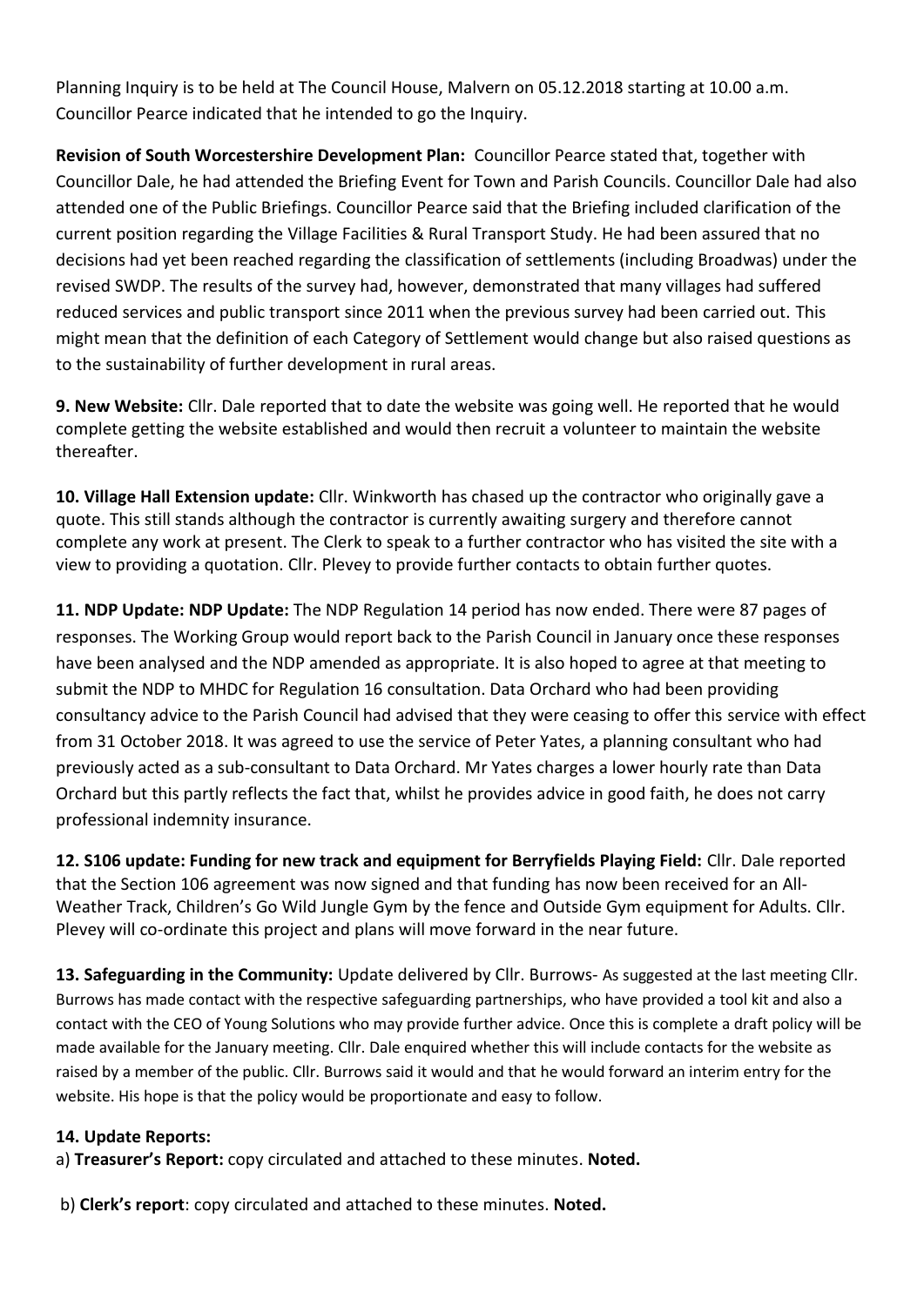Planning Inquiry is to be held at The Council House, Malvern on 05.12.2018 starting at 10.00 a.m. Councillor Pearce indicated that he intended to go the Inquiry.

**Revision of South Worcestershire Development Plan:** Councillor Pearce stated that, together with Councillor Dale, he had attended the Briefing Event for Town and Parish Councils. Councillor Dale had also attended one of the Public Briefings. Councillor Pearce said that the Briefing included clarification of the current position regarding the Village Facilities & Rural Transport Study. He had been assured that no decisions had yet been reached regarding the classification of settlements (including Broadwas) under the revised SWDP. The results of the survey had, however, demonstrated that many villages had suffered reduced services and public transport since 2011 when the previous survey had been carried out. This might mean that the definition of each Category of Settlement would change but also raised questions as to the sustainability of further development in rural areas.

**9. New Website:** Cllr. Dale reported that to date the website was going well. He reported that he would complete getting the website established and would then recruit a volunteer to maintain the website thereafter.

**10. Village Hall Extension update:** Cllr. Winkworth has chased up the contractor who originally gave a quote. This still stands although the contractor is currently awaiting surgery and therefore cannot complete any work at present. The Clerk to speak to a further contractor who has visited the site with a view to providing a quotation. Cllr. Plevey to provide further contacts to obtain further quotes.

**11. NDP Update: NDP Update:** The NDP Regulation 14 period has now ended. There were 87 pages of responses. The Working Group would report back to the Parish Council in January once these responses have been analysed and the NDP amended as appropriate. It is also hoped to agree at that meeting to submit the NDP to MHDC for Regulation 16 consultation. Data Orchard who had been providing consultancy advice to the Parish Council had advised that they were ceasing to offer this service with effect from 31 October 2018. It was agreed to use the service of Peter Yates, a planning consultant who had previously acted as a sub-consultant to Data Orchard. Mr Yates charges a lower hourly rate than Data Orchard but this partly reflects the fact that, whilst he provides advice in good faith, he does not carry professional indemnity insurance.

**12. S106 update: Funding for new track and equipment for Berryfields Playing Field:** Cllr. Dale reported that the Section 106 agreement was now signed and that funding has now been received for an All-Weather Track, Children's Go Wild Jungle Gym by the fence and Outside Gym equipment for Adults. Cllr. Plevey will co-ordinate this project and plans will move forward in the near future.

**13. Safeguarding in the Community:** Update delivered by Cllr. Burrows- As suggested at the last meeting Cllr. Burrows has made contact with the respective safeguarding partnerships, who have provided a tool kit and also a contact with the CEO of Young Solutions who may provide further advice. Once this is complete a draft policy will be made available for the January meeting. Cllr. Dale enquired whether this will include contacts for the website as raised by a member of the public. Cllr. Burrows said it would and that he would forward an interim entry for the website. His hope is that the policy would be proportionate and easy to follow.

**14. Update Reports:**

a) **Treasurer's Report:** copy circulated and attached to these minutes. **Noted.**

b) **Clerk's report**: copy circulated and attached to these minutes. **Noted.**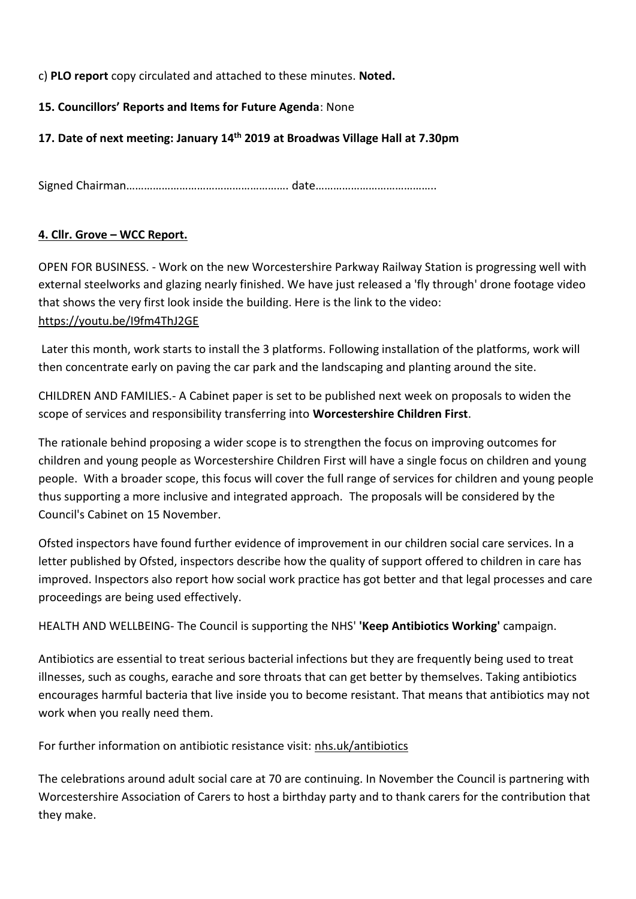c) **PLO report** copy circulated and attached to these minutes. **Noted.**

**15. Councillors' Reports and Items for Future Agenda**: None

**17. Date of next meeting: January 14th 2019 at Broadwas Village Hall at 7.30pm**

Signed Chairman……………………………………………… date…………………………………..

**4. Cllr. Grove – WCC Report.**

OPEN FOR BUSINESS. - Work on the new Worcestershire Parkway Railway Station is progressing well with external steelworks and glazing nearly finished. We have just released a 'fly through' drone footage video that shows the very first look inside the building. Here is the link to the video: https://youtu.be/I9fm4ThJ2GE

Later this month, work starts to install the 3 platforms. Following installation of the platforms, work will then concentrate early on paving the car park and the landscaping and planting around the site.

CHILDREN AND FAMILIES.- A Cabinet paper is set to be published next week on proposals to widen the scope of services and responsibility transferring into **Worcestershire Children First**.

The rationale behind proposing a wider scope is to strengthen the focus on improving outcomes for children and young people as Worcestershire Children First will have a single focus on children and young people. With a broader scope, this focus will cover the full range of services for children and young people thus supporting a more inclusive and integrated approach. The proposals will be considered by the Council's Cabinet on 15 November.

Ofsted inspectors have found further evidence of improvement in our children social care services. In a letter published by Ofsted, inspectors describe how the quality of support offered to children in care has improved. Inspectors also report how social work practice has got better and that legal processes and care proceedings are being used effectively.

HEALTH AND WELLBEING- The Council is supporting the NHS' **'Keep Antibiotics Working'** campaign.

Antibiotics are essential to treat serious bacterial infections but they are frequently being used to treat illnesses, such as coughs, earache and sore throats that can get better by themselves. Taking antibiotics encourages harmful bacteria that live inside you to become resistant. That means that antibiotics may not work when you really need them.

For further information on antibiotic resistance visit: nhs.uk/antibiotics

The celebrations around adult social care at 70 are continuing. In November the Council is partnering with Worcestershire Association of Carers to host a birthday party and to thank carers for the contribution that they make.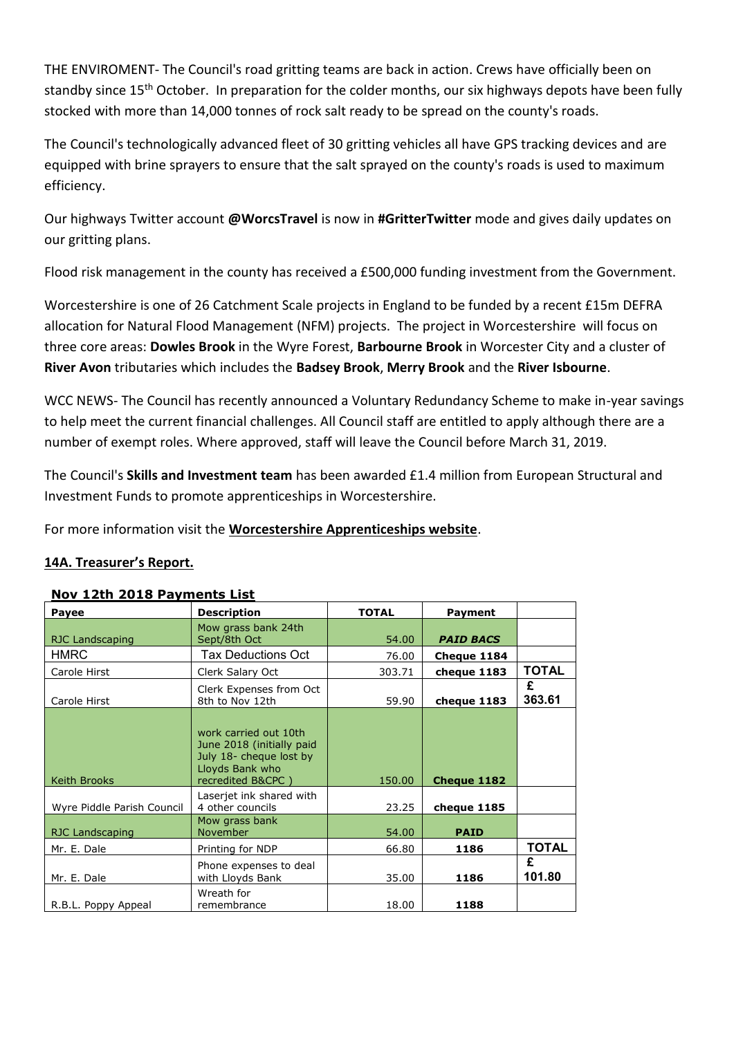THE ENVIROMENT- The Council's road gritting teams are back in action. Crews have officially been on standby since 15th October. In preparation for the colder months, our six highways depots have been fully stocked with more than 14,000 tonnes of rock salt ready to be spread on the county's roads.

The Council's technologically advanced fleet of 30 gritting vehicles all have GPS tracking devices and are equipped with brine sprayers to ensure that the salt sprayed on the county's roads is used to maximum efficiency.

Our highways Twitter account **@WorcsTravel** is now in **#GritterTwitter** mode and gives daily updates on our gritting plans.

Flood risk management in the county has received a £500,000 funding investment from the Government.

Worcestershire is one of 26 Catchment Scale projects in England to be funded by a recent £15m DEFRA allocation for Natural Flood Management (NFM) projects. The project in Worcestershire will focus on three core areas: **Dowles Brook** in the Wyre Forest, **Barbourne Brook** in Worcester City and a cluster of **River Avon** tributaries which includes the **Badsey Brook**, **Merry Brook** and the **River Isbourne**.

WCC NEWS- The Council has recently announced a Voluntary Redundancy Scheme to make in-year savings to help meet the current financial challenges. All Council staff are entitled to apply although there are a number of exempt roles. Where approved, staff will leave the Council before March 31, 2019.

The Council's **Skills and Investment team** has been awarded £1.4 million from European Structural and Investment Funds to promote apprenticeships in Worcestershire.

For more information visit the **Worcestershire Apprenticeships website**.

## 14A. Treasurer's Report.

**Nov 12th 2018 Payments List**

| Payee | Description | TOTAL | Payment | |
|---|---|---|---|---|
| RJC Landscaping | Mow grass bank 24th Sept/8th Oct | 54.00 | ***PAID BACS*** | |
| HMRC | Tax Deductions Oct | 76.00 | **Cheque 1184** | |
| Carole Hirst | Clerk Salary Oct | 303.71 | **cheque 1183** | **TOTAL** |
| Carole Hirst | Clerk Expenses from Oct 8th to Nov 12th | 59.90 | **cheque 1183** | **£ 363.61** |
| Keith Brooks | work carried out 10th June 2018 (initially paid July 18- cheque lost by Lloyds Bank who recredited B&CPC ) | 150.00 | **Cheque 1182** | |
| Wyre Piddle Parish Council | Laserjet ink shared with 4 other councils | 23.25 | **cheque 1185** | |
| RJC Landscaping | Mow grass bank November | 54.00 | **PAID** | |
| Mr. E. Dale | Printing for NDP | 66.80 | **1186** | **TOTAL** |
| Mr. E. Dale | Phone expenses to deal with Lloyds Bank | 35.00 | **1186** | **£ 101.80** |
| R.B.L. Poppy Appeal | Wreath for remembrance | 18.00 | **1188** | |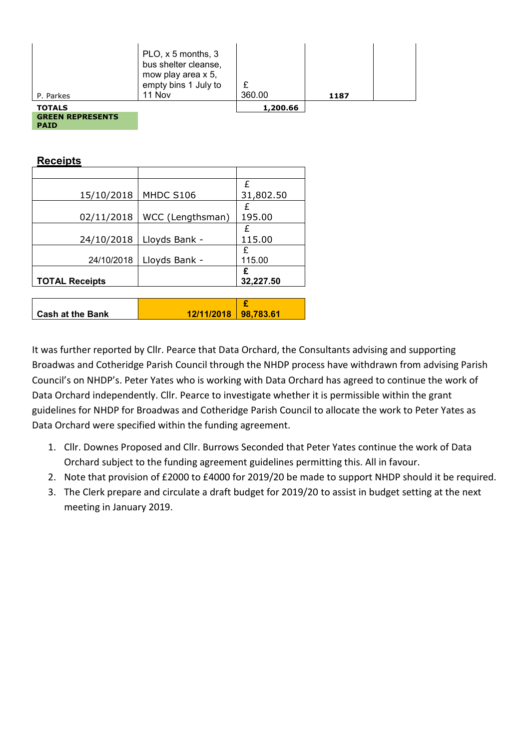| | | | | |
|---|---|---|---|---|
| P. Parkes | PLO, x 5 months, 3 bus shelter cleanse, mow play area x 5, empty bins 1 July to 11 Nov | £ 360.00 | 1187 | |
| **TOTALS** | | **1,200.66** | | |

**GREEN REPRESENTS PAID**

## Receipts

| | | |
|---|---|---|
| 15/10/2018 | MHDC S106 | £ 31,802.50 |
| 02/11/2018 | WCC (Lengthsman) | £ 195.00 |
| 24/10/2018 | Lloyds Bank - | £ 115.00 |
| 24/10/2018 | Lloyds Bank - | £ 115.00 |
| **TOTAL Receipts** | | **£ 32,227.50** |

| | | |
|---|---|---|
| **Cash at the Bank** | **12/11/2018** | **£ 98,783.61** |

It was further reported by Cllr. Pearce that Data Orchard, the Consultants advising and supporting Broadwas and Cotheridge Parish Council through the NHDP process have withdrawn from advising Parish Council's on NHDP's. Peter Yates who is working with Data Orchard has agreed to continue the work of Data Orchard independently. Cllr. Pearce to investigate whether it is permissible within the grant guidelines for NHDP for Broadwas and Cotheridge Parish Council to allocate the work to Peter Yates as Data Orchard were specified within the funding agreement.

1. Cllr. Downes Proposed and Cllr. Burrows Seconded that Peter Yates continue the work of Data Orchard subject to the funding agreement guidelines permitting this. All in favour.
2. Note that provision of £2000 to £4000 for 2019/20 be made to support NHDP should it be required.
3. The Clerk prepare and circulate a draft budget for 2019/20 to assist in budget setting at the next meeting in January 2019.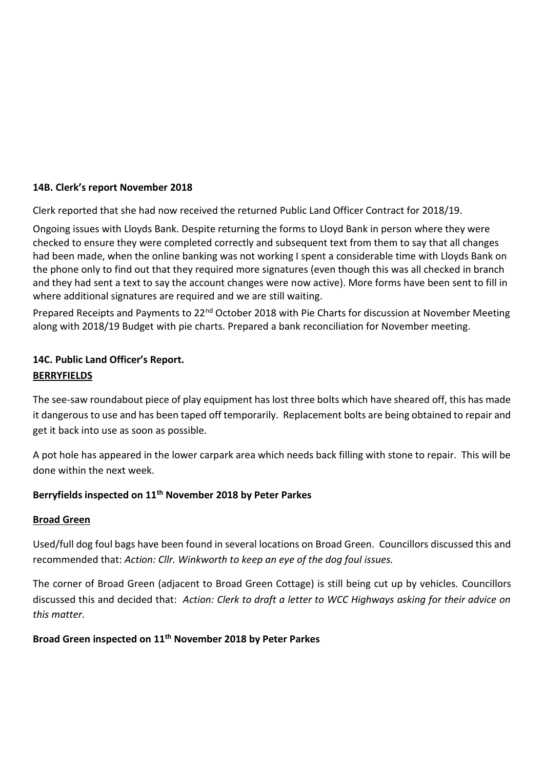**14B. Clerk's report November 2018**

Clerk reported that she had now received the returned Public Land Officer Contract for 2018/19.

Ongoing issues with Lloyds Bank. Despite returning the forms to Lloyd Bank in person where they were checked to ensure they were completed correctly and subsequent text from them to say that all changes had been made, when the online banking was not working I spent a considerable time with Lloyds Bank on the phone only to find out that they required more signatures (even though this was all checked in branch and they had sent a text to say the account changes were now active). More forms have been sent to fill in where additional signatures are required and we are still waiting.

Prepared Receipts and Payments to 22nd October 2018 with Pie Charts for discussion at November Meeting along with 2018/19 Budget with pie charts. Prepared a bank reconciliation for November meeting.

**14C. Public Land Officer's Report.**

**BERRYFIELDS**

The see-saw roundabout piece of play equipment has lost three bolts which have sheared off, this has made it dangerous to use and has been taped off temporarily. Replacement bolts are being obtained to repair and get it back into use as soon as possible.

A pot hole has appeared in the lower carpark area which needs back filling with stone to repair. This will be done within the next week.

**Berryfields inspected on 11th November 2018 by Peter Parkes**

**Broad Green**

Used/full dog foul bags have been found in several locations on Broad Green. Councillors discussed this and recommended that: *Action: Cllr. Winkworth to keep an eye of the dog foul issues.*

The corner of Broad Green (adjacent to Broad Green Cottage) is still being cut up by vehicles. Councillors discussed this and decided that: *Action: Clerk to draft a letter to WCC Highways asking for their advice on this matter.*

**Broad Green inspected on 11th November 2018 by Peter Parkes**